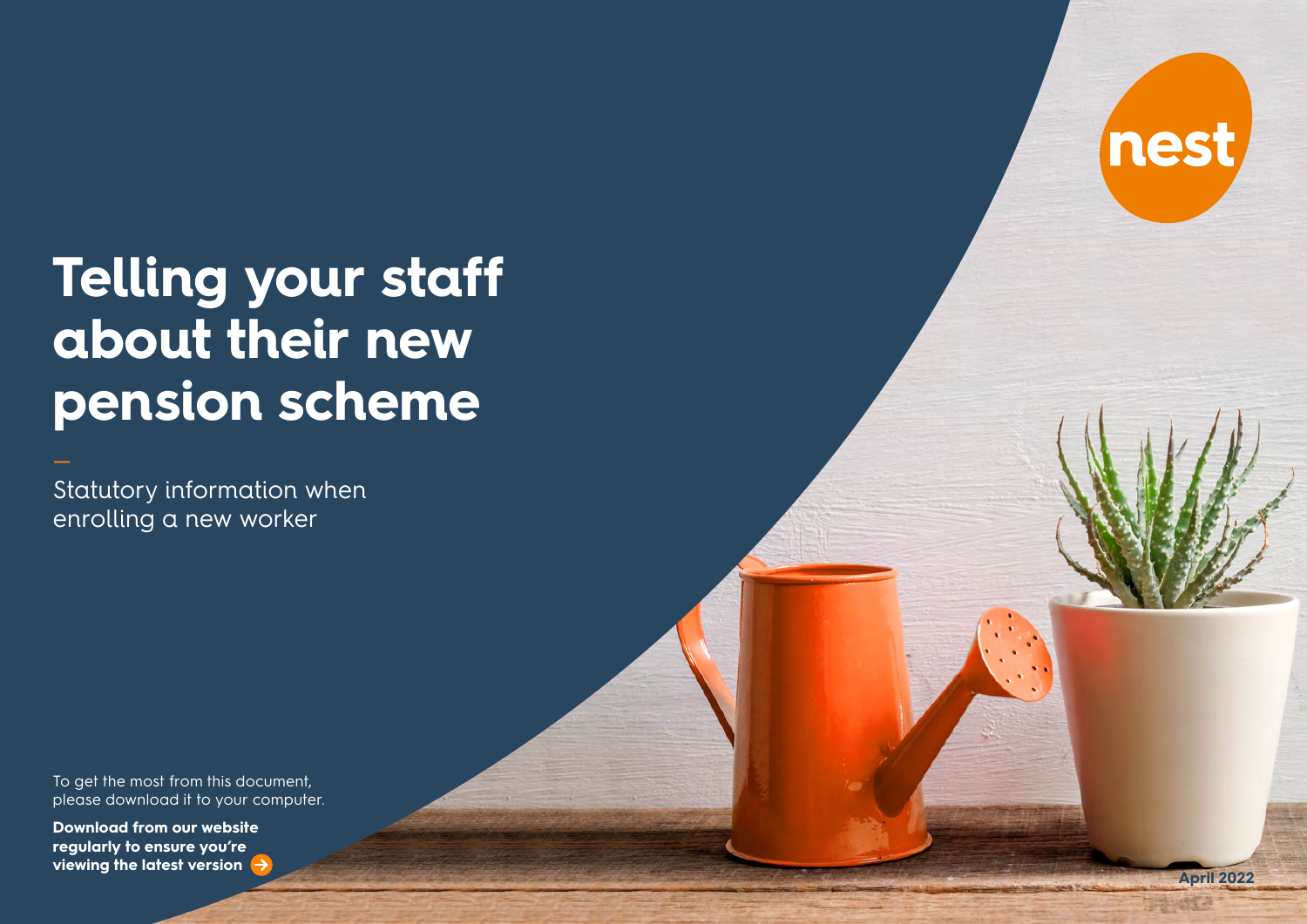nest

# Telling your staff about their new pension scheme

Statutory information when enrolling a new worker

To get the most from this document, please download it to your computer.

**Download from our website regularly to ensure you're viewing the latest version**

**April 2022**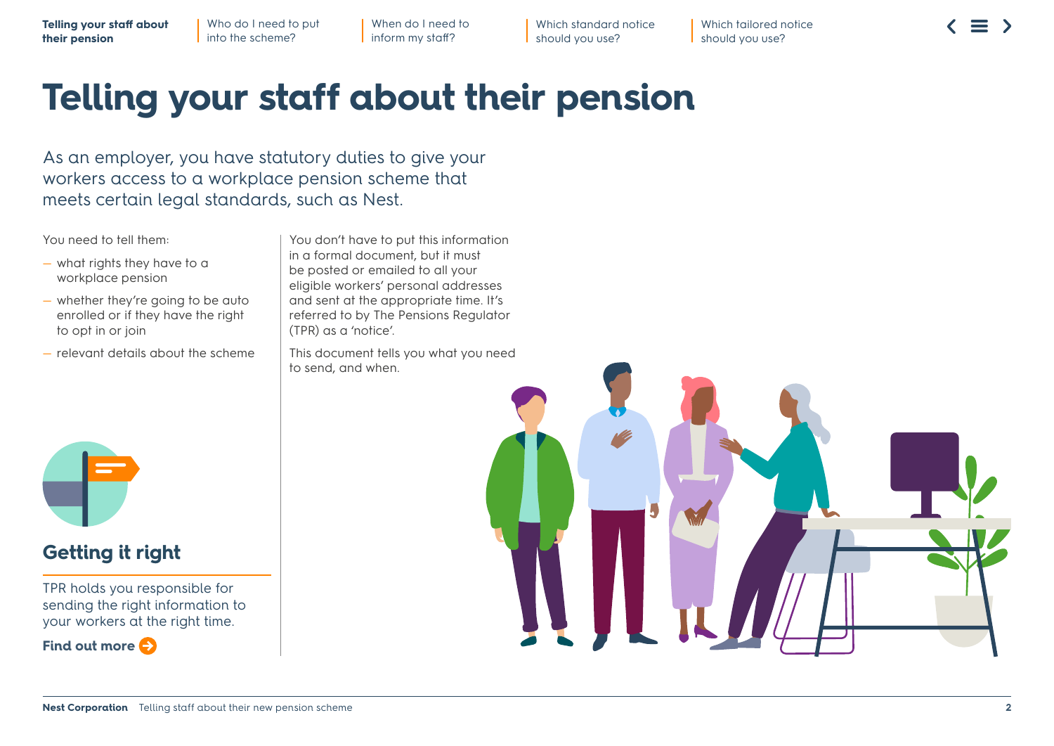# Telling your staff about their pension

As an employer, you have statutory duties to give your workers access to a workplace pension scheme that meets certain legal standards, such as Nest.

You need to tell them:

- what rights they have to a workplace pension
- whether they're going to be auto enrolled or if they have the right to opt in or join
- relevant details about the scheme

You don't have to put this information in a formal document, but it must be posted or emailed to all your eligible workers' personal addresses and sent at the appropriate time. It's referred to by The Pensions Regulator (TPR) as a 'notice'.

This document tells you what you need to send, and when.

## Getting it right

TPR holds you responsible for sending the right information to your workers at the right time.

**Find out more**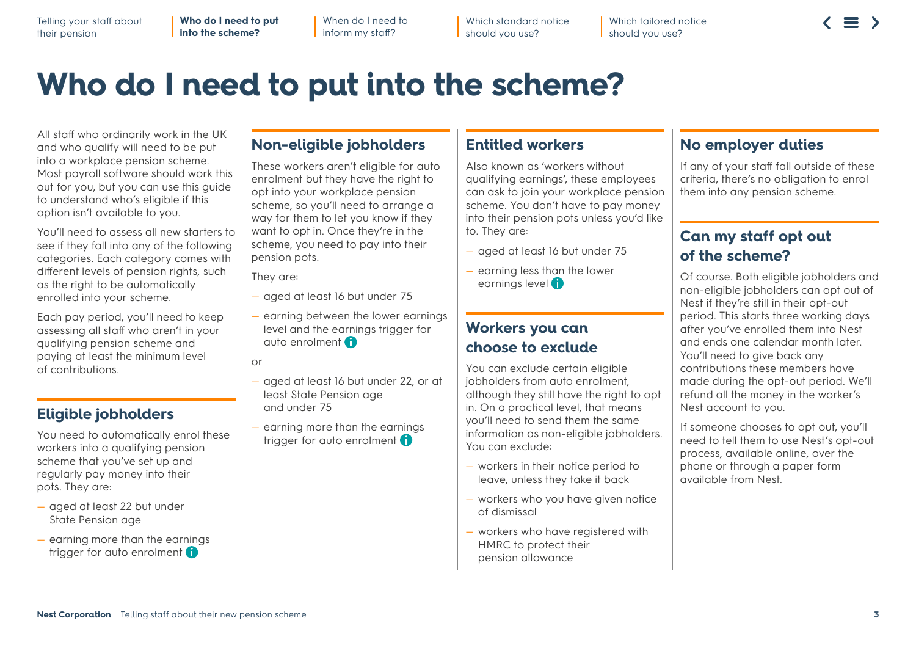# Who do I need to put into the scheme?

All staff who ordinarily work in the UK and who qualify will need to be put into a workplace pension scheme. Most payroll software should work this out for you, but you can use this guide to understand who's eligible if this option isn't available to you.

You'll need to assess all new starters to see if they fall into any of the following categories. Each category comes with different levels of pension rights, such as the right to be automatically enrolled into your scheme.

Each pay period, you'll need to keep assessing all staff who aren't in your qualifying pension scheme and paying at least the minimum level of contributions.

## Eligible jobholders

You need to automatically enrol these workers into a qualifying pension scheme that you've set up and regularly pay money into their pots. They are:

- aged at least 22 but under State Pension age
- earning more than the earnings trigger for auto enrolment

## Non-eligible jobholders

These workers aren't eligible for auto enrolment but they have the right to opt into your workplace pension scheme, so you'll need to arrange a way for them to let you know if they want to opt in. Once they're in the scheme, you need to pay into their pension pots.

They are:

- aged at least 16 but under 75
- earning between the lower earnings level and the earnings trigger for auto enrolment

or

- aged at least 16 but under 22, or at least State Pension age and under 75
- earning more than the earnings trigger for auto enrolment

## Entitled workers

Also known as 'workers without qualifying earnings', these employees can ask to join your workplace pension scheme. You don't have to pay money into their pension pots unless you'd like to. They are:

- aged at least 16 but under 75
- earning less than the lower earnings level

## Workers you can choose to exclude

You can exclude certain eligible jobholders from auto enrolment, although they still have the right to opt in. On a practical level, that means you'll need to send them the same information as non-eligible jobholders. You can exclude:

- workers in their notice period to leave, unless they take it back
- workers who you have given notice of dismissal
- workers who have registered with HMRC to protect their pension allowance

## No employer duties

If any of your staff fall outside of these criteria, there's no obligation to enrol them into any pension scheme.

## Can my staff opt out of the scheme?

Of course. Both eligible jobholders and non-eligible jobholders can opt out of Nest if they're still in their opt-out period. This starts three working days after you've enrolled them into Nest and ends one calendar month later. You'll need to give back any contributions these members have made during the opt-out period. We'll refund all the money in the worker's Nest account to you.

If someone chooses to opt out, you'll need to tell them to use Nest's opt-out process, available online, over the phone or through a paper form available from Nest.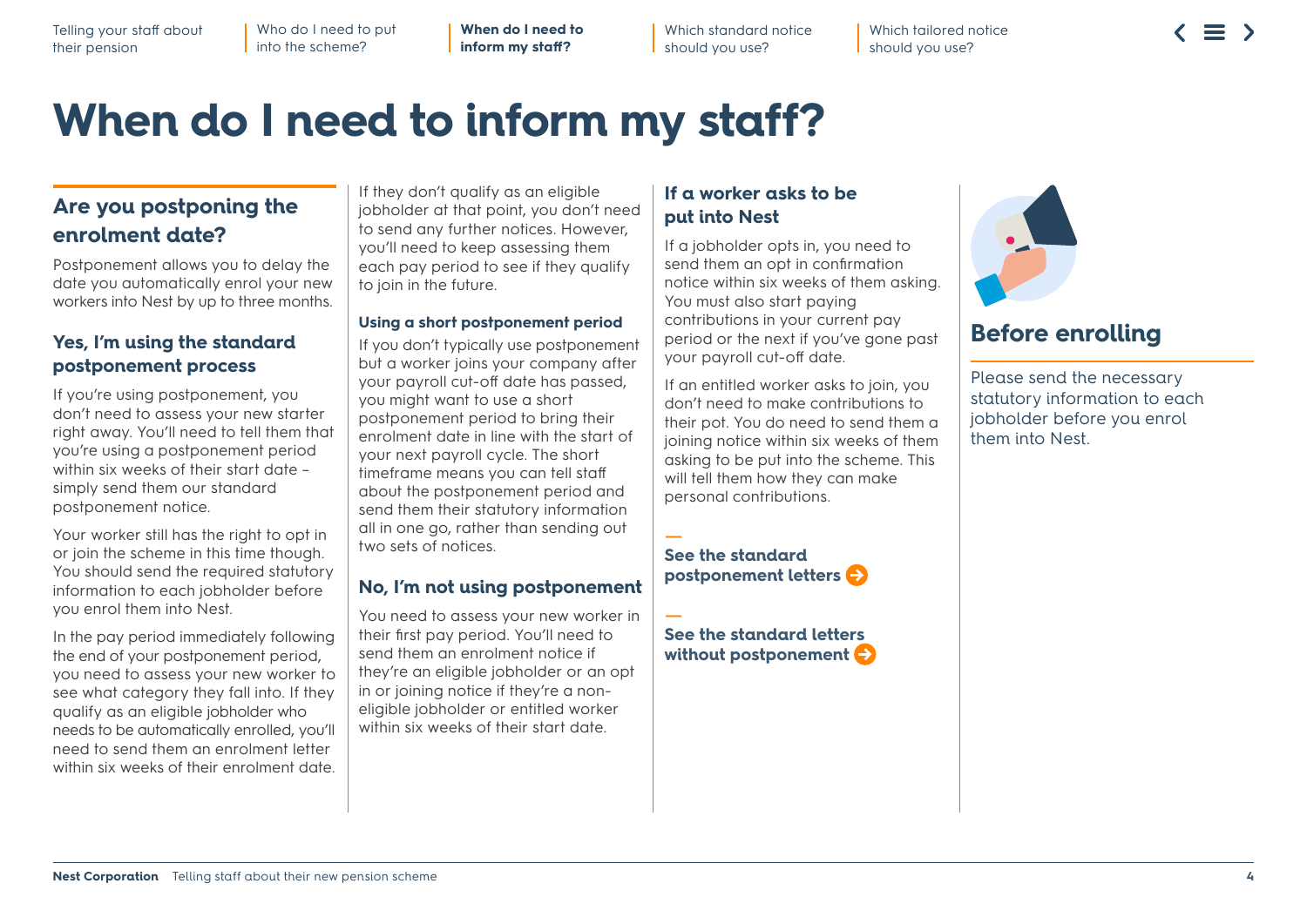# When do I need to inform my staff?

## Are you postponing the enrolment date?

Postponement allows you to delay the date you automatically enrol your new workers into Nest by up to three months.

### Yes, I'm using the standard postponement process

If you're using postponement, you don't need to assess your new starter right away. You'll need to tell them that you're using a postponement period within six weeks of their start date – simply send them our standard postponement notice.

Your worker still has the right to opt in or join the scheme in this time though. You should send the required statutory information to each jobholder before you enrol them into Nest.

In the pay period immediately following the end of your postponement period, you need to assess your new worker to see what category they fall into. If they qualify as an eligible jobholder who needs to be automatically enrolled, you'll need to send them an enrolment letter within six weeks of their enrolment date.

If they don't qualify as an eligible jobholder at that point, you don't need to send any further notices. However, you'll need to keep assessing them each pay period to see if they qualify to join in the future.

#### Using a short postponement period

If you don't typically use postponement but a worker joins your company after your payroll cut-off date has passed, you might want to use a short postponement period to bring their enrolment date in line with the start of your next payroll cycle. The short timeframe means you can tell staff about the postponement period and send them their statutory information all in one go, rather than sending out two sets of notices.

### No, I'm not using postponement

You need to assess your new worker in their first pay period. You'll need to send them an enrolment notice if they're an eligible jobholder or an opt in or joining notice if they're a non-eligible jobholder or entitled worker within six weeks of their start date.

### If a worker asks to be put into Nest

If a jobholder opts in, you need to send them an opt in confirmation notice within six weeks of them asking. You must also start paying contributions in your current pay period or the next if you've gone past your payroll cut-off date.

If an entitled worker asks to join, you don't need to make contributions to their pot. You do need to send them a joining notice within six weeks of them asking to be put into the scheme. This will tell them how they can make personal contributions.

**See the standard postponement letters**

**See the standard letters without postponement**

## Before enrolling

Please send the necessary statutory information to each jobholder before you enrol them into Nest.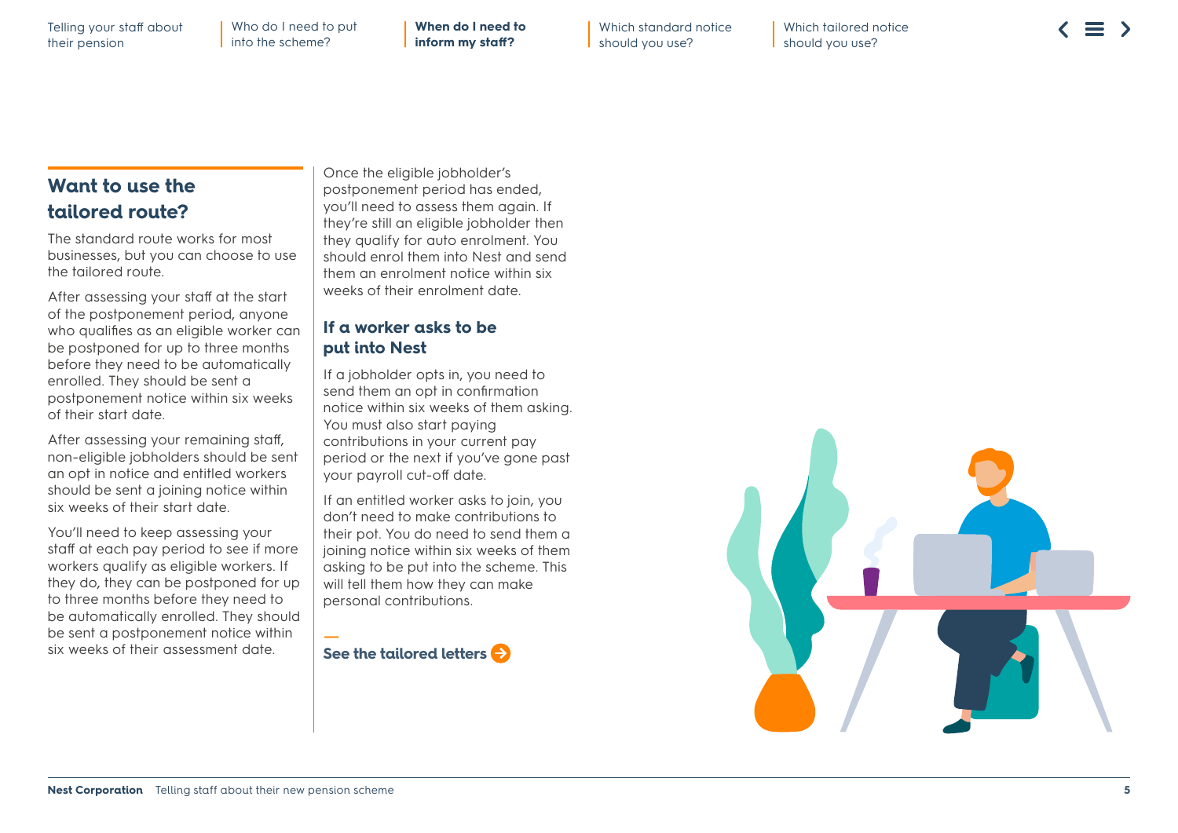## Want to use the tailored route?

The standard route works for most businesses, but you can choose to use the tailored route.

After assessing your staff at the start of the postponement period, anyone who qualifies as an eligible worker can be postponed for up to three months before they need to be automatically enrolled. They should be sent a postponement notice within six weeks of their start date.

After assessing your remaining staff, non-eligible jobholders should be sent an opt in notice and entitled workers should be sent a joining notice within six weeks of their start date.

You'll need to keep assessing your staff at each pay period to see if more workers qualify as eligible workers. If they do, they can be postponed for up to three months before they need to be automatically enrolled. They should be sent a postponement notice within six weeks of their assessment date.

Once the eligible jobholder's postponement period has ended, you'll need to assess them again. If they're still an eligible jobholder then they qualify for auto enrolment. You should enrol them into Nest and send them an enrolment notice within six weeks of their enrolment date.

### If a worker asks to be put into Nest

If a jobholder opts in, you need to send them an opt in confirmation notice within six weeks of them asking. You must also start paying contributions in your current pay period or the next if you've gone past your payroll cut-off date.

If an entitled worker asks to join, you don't need to make contributions to their pot. You do need to send them a joining notice within six weeks of them asking to be put into the scheme. This will tell them how they can make personal contributions.

**See the tailored letters**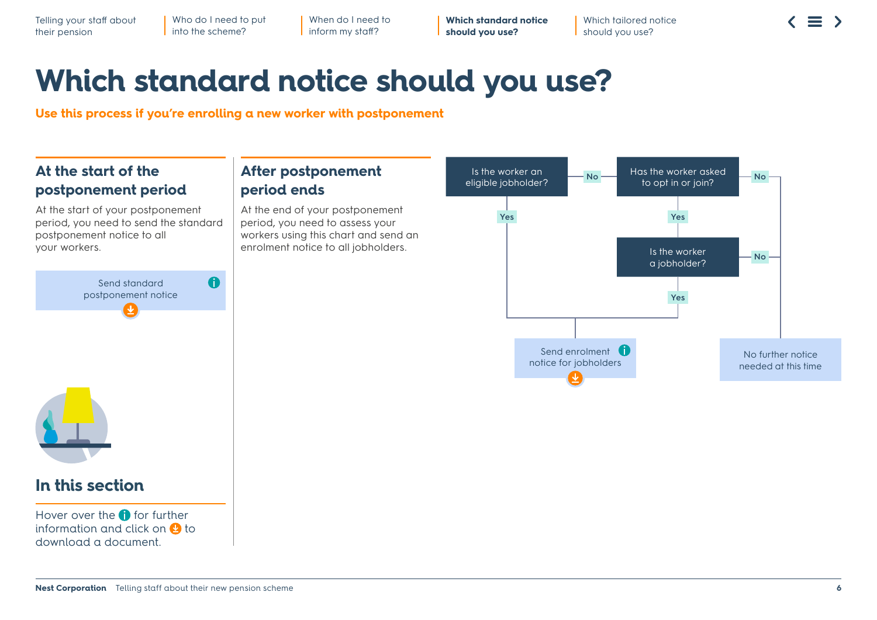# Which standard notice should you use?

**Use this process if you're enrolling a new worker with postponement**

## At the start of the postponement period

At the start of your postponement period, you need to send the standard postponement notice to all your workers.

Send standard postponement notice

## After postponement period ends

At the end of your postponement period, you need to assess your workers using this chart and send an enrolment notice to all jobholders.

Is the worker an eligible jobholder?
- Yes → Send enrolment notice for jobholders
- No → Has the worker asked to opt in or join?
  - No → No further notice needed at this time
  - Yes → Is the worker a jobholder?
    - Yes → Send enrolment notice for jobholders
    - No → No further notice needed at this time

## In this section

Hover over the i for further information and click on the download icon to download a document.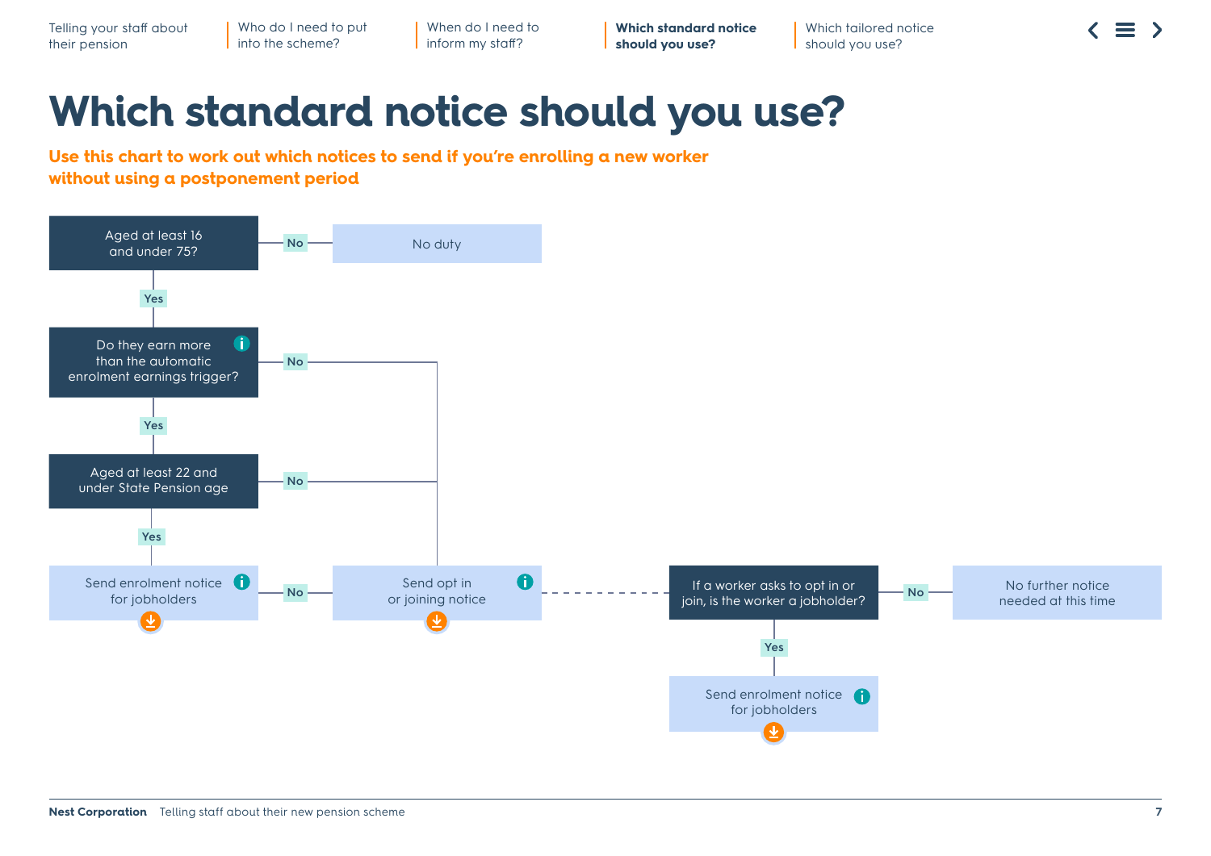# Which standard notice should you use?

**Use this chart to work out which notices to send if you're enrolling a new worker without using a postponement period**

Aged at least 16 and under 75?

- No → No duty
- Yes → Do they earn more than the automatic enrolment earnings trigger?
  - No → Send opt in or joining notice
  - Yes → Aged at least 22 and under State Pension age
    - No → Send opt in or joining notice
    - Yes → Send enrolment notice for jobholders

Send enrolment notice for jobholders — No → Send opt in or joining notice

Send opt in or joining notice → If a worker asks to opt in or join, is the worker a jobholder?

- No → No further notice needed at this time
- Yes → Send enrolment notice for jobholders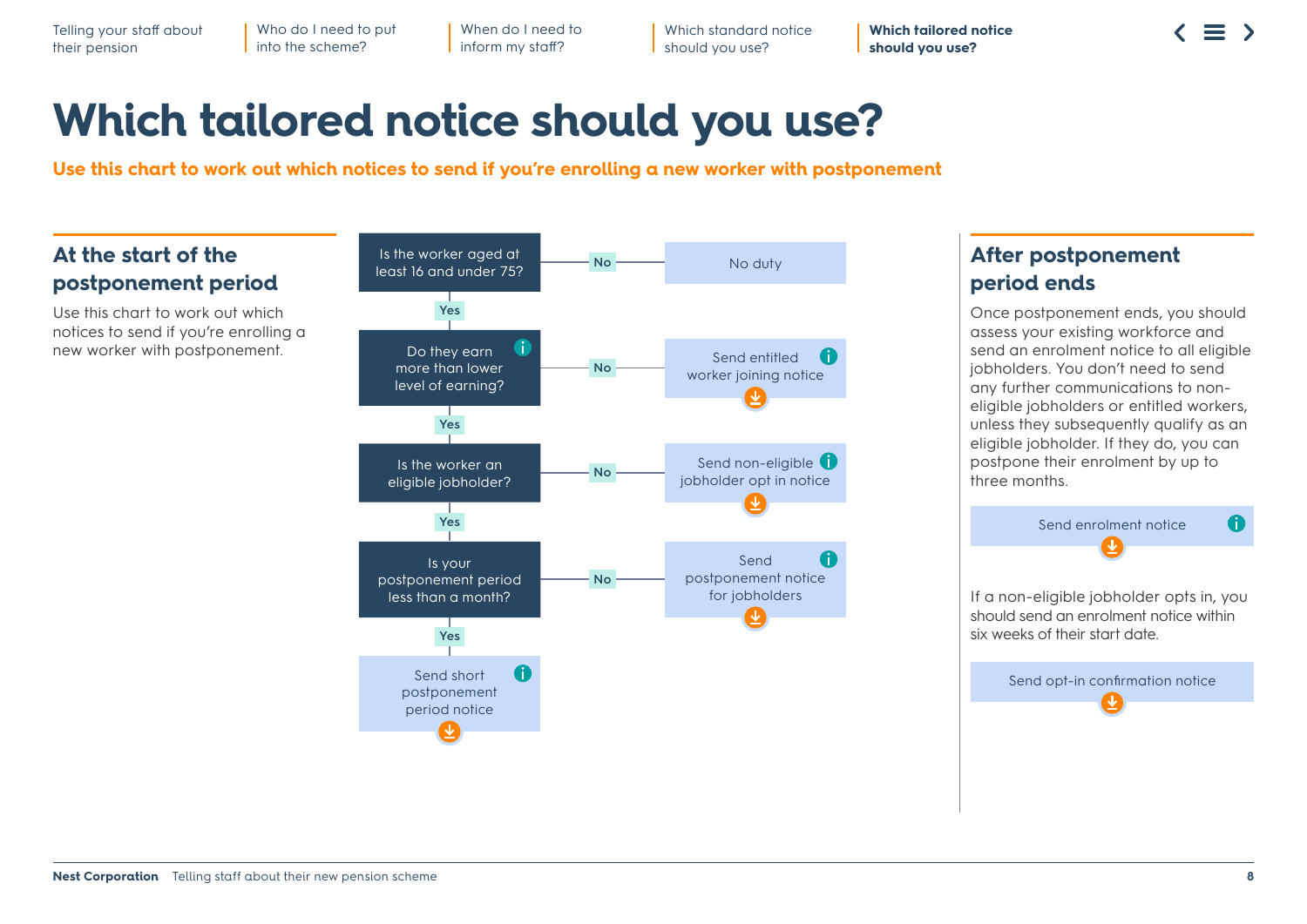# Which tailored notice should you use?

**Use this chart to work out which notices to send if you're enrolling a new worker with postponement**

## At the start of the postponement period

Use this chart to work out which notices to send if you're enrolling a new worker with postponement.

- Is the worker aged at least 16 and under 75?
  - **No** → No duty
  - **Yes** → Do they earn more than lower level of earning?
    - **No** → Send entitled worker joining notice
    - **Yes** → Is the worker an eligible jobholder?
      - **No** → Send non-eligible jobholder opt in notice
      - **Yes** → Is your postponement period less than a month?
        - **No** → Send postponement notice for jobholders
        - **Yes** → Send short postponement period notice

## After postponement period ends

Once postponement ends, you should assess your existing workforce and send an enrolment notice to all eligible jobholders. You don't need to send any further communications to non-eligible jobholders or entitled workers, unless they subsequently qualify as an eligible jobholder. If they do, you can postpone their enrolment by up to three months.

Send enrolment notice

If a non-eligible jobholder opts in, you should send an enrolment notice within six weeks of their start date.

Send opt-in confirmation notice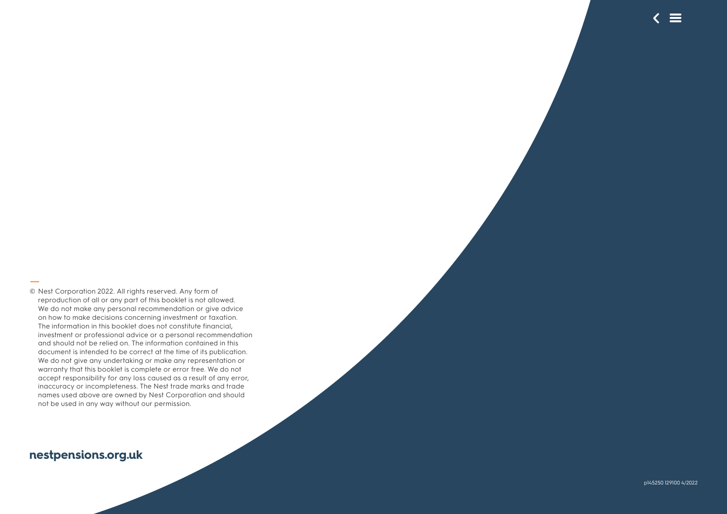© Nest Corporation 2022. All rights reserved. Any form of reproduction of all or any part of this booklet is not allowed. We do not make any personal recommendation or give advice on how to make decisions concerning investment or taxation. The information in this booklet does not constitute financial, investment or professional advice or a personal recommendation and should not be relied on. The information contained in this document is intended to be correct at the time of its publication. We do not give any undertaking or make any representation or warranty that this booklet is complete or error free. We do not accept responsibility for any loss caused as a result of any error, inaccuracy or incompleteness. The Nest trade marks and trade names used above are owned by Nest Corporation and should not be used in any way without our permission.

**nestpensions.org.uk**

p145250 129100 4/2022